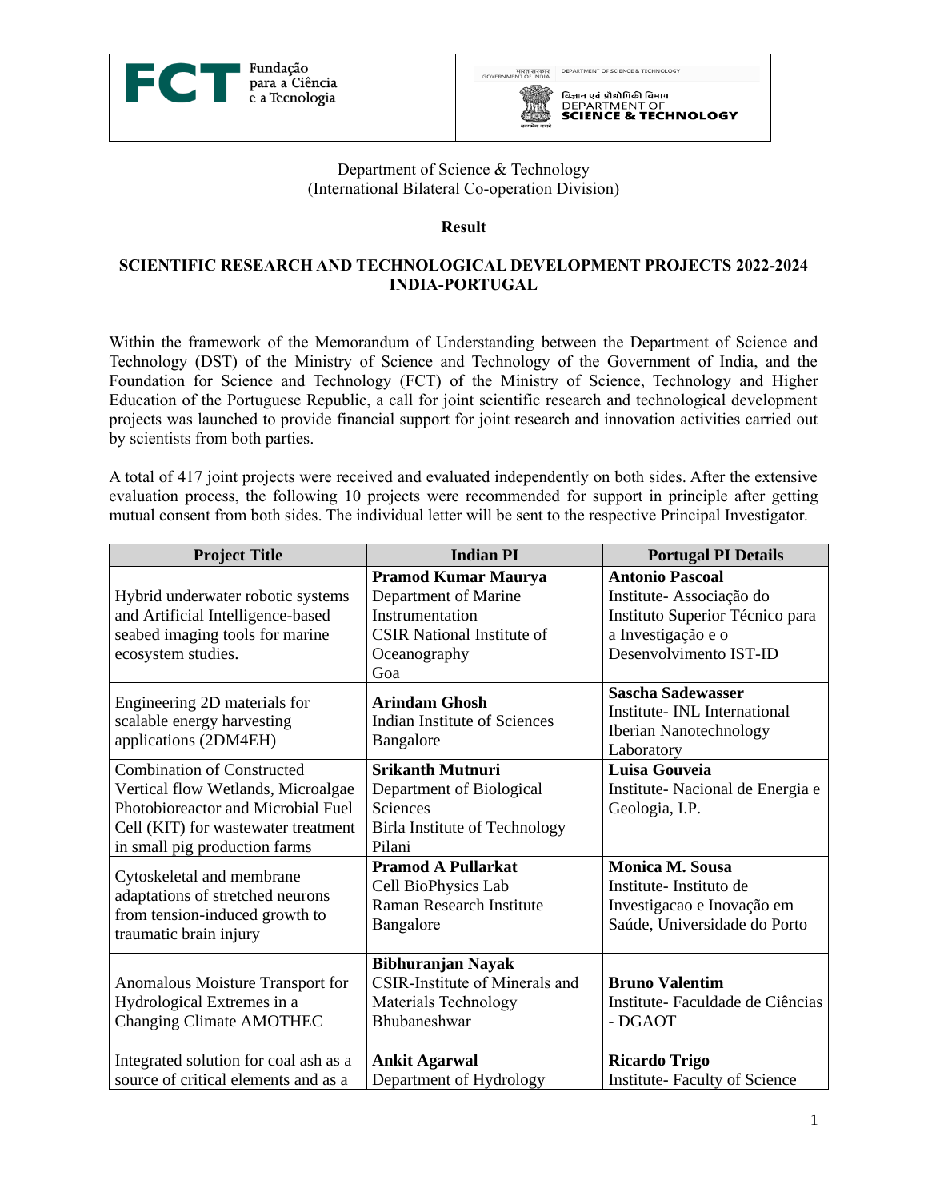Department of Science & Technology
(International Bilateral Co-operation Division)

**Result**

**SCIENTIFIC RESEARCH AND TECHNOLOGICAL DEVELOPMENT PROJECTS 2022-2024 INDIA-PORTUGAL**

Within the framework of the Memorandum of Understanding between the Department of Science and Technology (DST) of the Ministry of Science and Technology of the Government of India, and the Foundation for Science and Technology (FCT) of the Ministry of Science, Technology and Higher Education of the Portuguese Republic, a call for joint scientific research and technological development projects was launched to provide financial support for joint research and innovation activities carried out by scientists from both parties.

A total of 417 joint projects were received and evaluated independently on both sides. After the extensive evaluation process, the following 10 projects were recommended for support in principle after getting mutual consent from both sides. The individual letter will be sent to the respective Principal Investigator.

| Project Title | Indian PI | Portugal PI Details |
|---|---|---|
| Hybrid underwater robotic systems and Artificial Intelligence-based seabed imaging tools for marine ecosystem studies. | **Pramod Kumar Maurya**<br>Department of Marine Instrumentation<br>CSIR National Institute of Oceanography<br>Goa | **Antonio Pascoal**<br>Institute- Associação do Instituto Superior Técnico para a Investigação e o Desenvolvimento IST-ID |
| Engineering 2D materials for scalable energy harvesting applications (2DM4EH) | **Arindam Ghosh**<br>Indian Institute of Sciences<br>Bangalore | **Sascha Sadewasser**<br>Institute- INL International Iberian Nanotechnology Laboratory |
| Combination of Constructed Vertical flow Wetlands, Microalgae Photobioreactor and Microbial Fuel Cell (KIT) for wastewater treatment in small pig production farms | **Srikanth Mutnuri**<br>Department of Biological Sciences<br>Birla Institute of Technology<br>Pilani | **Luisa Gouveia**<br>Institute- Nacional de Energia e Geologia, I.P. |
| Cytoskeletal and membrane adaptations of stretched neurons from tension-induced growth to traumatic brain injury | **Pramod A Pullarkat**<br>Cell BioPhysics Lab<br>Raman Research Institute<br>Bangalore | **Monica M. Sousa**<br>Institute- Instituto de Investigacao e Inovação em Saúde, Universidade do Porto |
| Anomalous Moisture Transport for Hydrological Extremes in a Changing Climate AMOTHEC | **Bibhuranjan Nayak**<br>CSIR-Institute of Minerals and Materials Technology<br>Bhubaneshwar | **Bruno Valentim**<br>Institute- Faculdade de Ciências - DGAOT |
| Integrated solution for coal ash as a source of critical elements and as a | **Ankit Agarwal**<br>Department of Hydrology | **Ricardo Trigo**<br>Institute- Faculty of Science |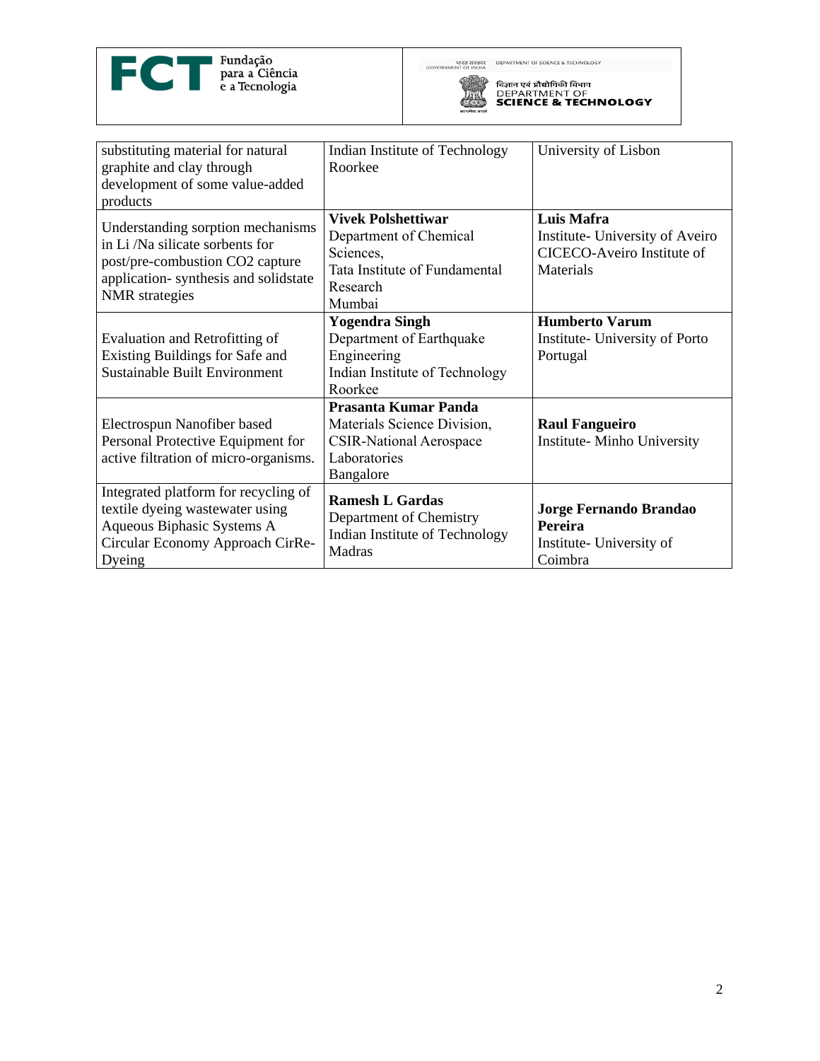| | | |
|---|---|---|
| substituting material for natural graphite and clay through development of some value-added products | Indian Institute of Technology Roorkee | University of Lisbon |
| Understanding sorption mechanisms in Li /Na silicate sorbents for post/pre-combustion CO2 capture application- synthesis and solidstate NMR strategies | **Vivek Polshettiwar**<br>Department of Chemical Sciences,<br>Tata Institute of Fundamental Research<br>Mumbai | **Luis Mafra**<br>Institute- University of Aveiro<br>CICECO-Aveiro Institute of Materials |
| Evaluation and Retrofitting of Existing Buildings for Safe and Sustainable Built Environment | **Yogendra Singh**<br>Department of Earthquake Engineering<br>Indian Institute of Technology Roorkee | **Humberto Varum**<br>Institute- University of Porto Portugal |
| Electrospun Nanofiber based Personal Protective Equipment for active filtration of micro-organisms. | **Prasanta Kumar Panda**<br>Materials Science Division,<br>CSIR-National Aerospace Laboratories<br>Bangalore | **Raul Fangueiro**<br>Institute- Minho University |
| Integrated platform for recycling of textile dyeing wastewater using Aqueous Biphasic Systems A Circular Economy Approach CirRe-Dyeing | **Ramesh L Gardas**<br>Department of Chemistry<br>Indian Institute of Technology Madras | **Jorge Fernando Brandao Pereira**<br>Institute- University of Coimbra |